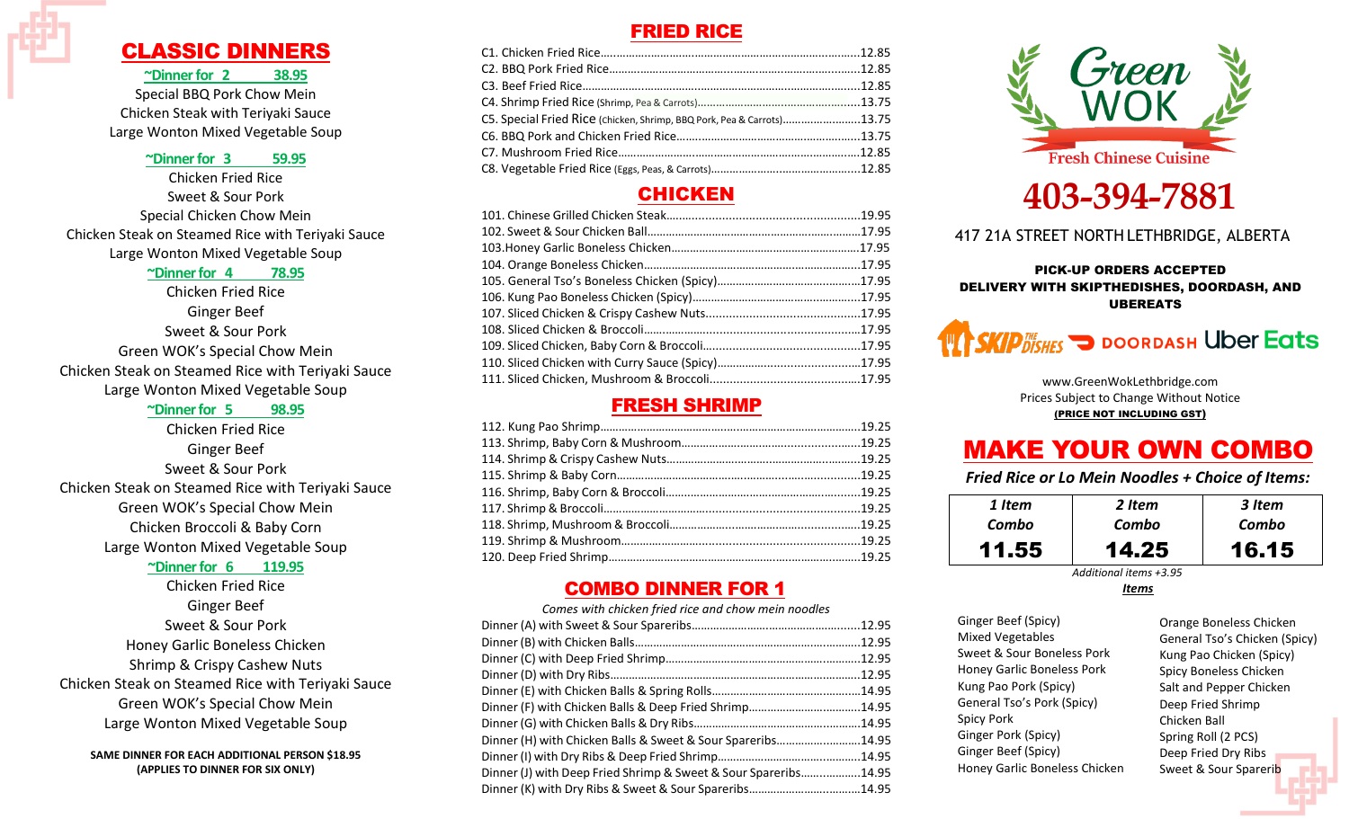# CLASSIC DINNERS

**~Dinner for 2 38.95**

Special BBQ Pork Chow Mein
Chicken Steak with Teriyaki Sauce
Large Wonton Mixed Vegetable Soup

**~Dinner for 3 59.95**

Chicken Fried Rice
Sweet & Sour Pork
Special Chicken Chow Mein
Chicken Steak on Steamed Rice with Teriyaki Sauce
Large Wonton Mixed Vegetable Soup

**~Dinner for 4 78.95**

Chicken Fried Rice
Ginger Beef
Sweet & Sour Pork
Green WOK's Special Chow Mein
Chicken Steak on Steamed Rice with Teriyaki Sauce
Large Wonton Mixed Vegetable Soup

**~Dinner for 5 98.95**

Chicken Fried Rice
Ginger Beef
Sweet & Sour Pork
Chicken Steak on Steamed Rice with Teriyaki Sauce
Green WOK's Special Chow Mein
Chicken Broccoli & Baby Corn
Large Wonton Mixed Vegetable Soup

**~Dinner for 6 119.95**

Chicken Fried Rice
Ginger Beef
Sweet & Sour Pork
Honey Garlic Boneless Chicken
Shrimp & Crispy Cashew Nuts
Chicken Steak on Steamed Rice with Teriyaki Sauce
Green WOK's Special Chow Mein
Large Wonton Mixed Vegetable Soup

**SAME DINNER FOR EACH ADDITIONAL PERSON $18.95**
**(APPLIES TO DINNER FOR SIX ONLY)**

# FRIED RICE

- C1. Chicken Fried Rice........12.85
- C2. BBQ Pork Fried Rice........12.85
- C3. Beef Fried Rice........12.85
- C4. Shrimp Fried Rice (Shrimp, Pea & Carrots)........13.75
- C5. Special Fried Rice (chicken, Shrimp, BBQ Pork, Pea & Carrots)........13.75
- C6. BBQ Pork and Chicken Fried Rice........13.75
- C7. Mushroom Fried Rice........12.85
- C8. Vegetable Fried Rice (Eggs, Peas, & Carrots)........12.85

# CHICKEN

- 101. Chinese Grilled Chicken Steak........19.95
- 102. Sweet & Sour Chicken Ball........17.95
- 103.Honey Garlic Boneless Chicken........17.95
- 104. Orange Boneless Chicken........17.95
- 105. General Tso's Boneless Chicken (Spicy)........17.95
- 106. Kung Pao Boneless Chicken (Spicy)........17.95
- 107. Sliced Chicken & Crispy Cashew Nuts........17.95
- 108. Sliced Chicken & Broccoli........17.95
- 109. Sliced Chicken, Baby Corn & Broccoli........17.95
- 110. Sliced Chicken with Curry Sauce (Spicy)........17.95
- 111. Sliced Chicken, Mushroom & Broccoli........17.95

# FRESH SHRIMP

- 112. Kung Pao Shrimp........19.25
- 113. Shrimp, Baby Corn & Mushroom........19.25
- 114. Shrimp & Crispy Cashew Nuts........19.25
- 115. Shrimp & Baby Corn........19.25
- 116. Shrimp, Baby Corn & Broccoli........19.25
- 117. Shrimp & Broccoli........19.25
- 118. Shrimp, Mushroom & Broccoli........19.25
- 119. Shrimp & Mushroom........19.25
- 120. Deep Fried Shrimp........19.25

# COMBO DINNER FOR 1

*Comes with chicken fried rice and chow mein noodles*

- Dinner (A) with Sweet & Sour Spareribs........12.95
- Dinner (B) with Chicken Balls........12.95
- Dinner (C) with Deep Fried Shrimp........12.95
- Dinner (D) with Dry Ribs........12.95
- Dinner (E) with Chicken Balls & Spring Rolls........14.95
- Dinner (F) with Chicken Balls & Deep Fried Shrimp........14.95
- Dinner (G) with Chicken Balls & Dry Ribs........14.95
- Dinner (H) with Chicken Balls & Sweet & Sour Spareribs........14.95
- Dinner (I) with Dry Ribs & Deep Fried Shrimp........14.95
- Dinner (J) with Deep Fried Shrimp & Sweet & Sour Spareribs........14.95
- Dinner (K) with Dry Ribs & Sweet & Sour Spareribs........14.95

# Green WOK

**Fresh Chinese Cuisine**

## 403-394-7881

417 21A STREET NORTH LETHBRIDGE, ALBERTA

**PICK-UP ORDERS ACCEPTED**
**DELIVERY WITH SKIPTHEDISHES, DOORDASH, AND UBEREATS**

SKIP THE DISHES DOORDASH Uber Eats

www.GreenWokLethbridge.com
Prices Subject to Change Without Notice
**(PRICE NOT INCLUDING GST)**

# MAKE YOUR OWN COMBO

***Fried Rice or Lo Mein Noodles + Choice of Items:***

| 1 Item Combo | 2 Item Combo | 3 Item Combo |
|---|---|---|
| **11.55** | **14.25** | **16.15** |

*Additional items +3.95*

***Items***

- Ginger Beef (Spicy)
- Mixed Vegetables
- Sweet & Sour Boneless Pork
- Honey Garlic Boneless Pork
- Kung Pao Pork (Spicy)
- General Tso's Pork (Spicy)
- Spicy Pork
- Ginger Pork (Spicy)
- Ginger Beef (Spicy)
- Honey Garlic Boneless Chicken
- Orange Boneless Chicken
- General Tso's Chicken (Spicy)
- Kung Pao Chicken (Spicy)
- Spicy Boneless Chicken
- Salt and Pepper Chicken
- Deep Fried Shrimp
- Chicken Ball
- Spring Roll (2 PCS)
- Deep Fried Dry Ribs
- Sweet & Sour Sparerib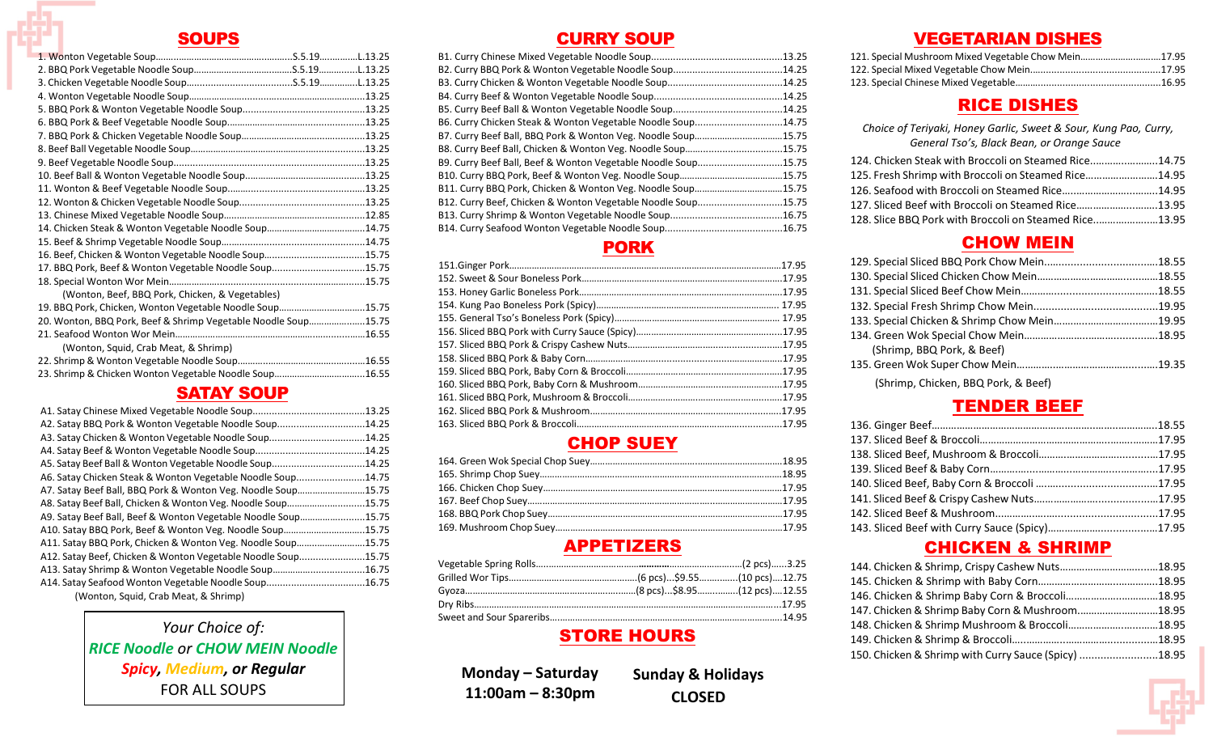## SOUPS

1. Wonton Vegetable Soup....S.5.19....L.13.25
2. BBQ Pork Vegetable Noodle Soup....S.5.19....L.13.25
3. Chicken Vegetable Noodle Soup....S.5.19....L.13.25
4. Wonton Vegetable Noodle Soup....13.25
5. BBQ Pork & Wonton Vegetable Noodle Soup....13.25
6. BBQ Pork & Beef Vegetable Noodle Soup....13.25
7. BBQ Pork & Chicken Vegetable Noodle Soup....13.25
8. Beef Ball Vegetable Noodle Soup....13.25
9. Beef Vegetable Noodle Soup....13.25
10. Beef Ball & Wonton Vegetable Noodle Soup....13.25
11. Wonton & Beef Vegetable Noodle Soup....13.25
12. Wonton & Chicken Vegetable Noodle Soup....13.25
13. Chinese Mixed Vegetable Noodle Soup....12.85
14. Chicken Steak & Wonton Vegetable Noodle Soup....14.75
15. Beef & Shrimp Vegetable Noodle Soup....14.75
16. Beef, Chicken & Wonton Vegetable Noodle Soup....15.75
17. BBQ Pork, Beef & Wonton Vegetable Noodle Soup....15.75
18. Special Wonton Wor Mein....15.75
    (Wonton, Beef, BBQ Pork, Chicken, & Vegetables)
19. BBQ Pork, Chicken, Wonton Vegetable Noodle Soup....15.75
20. Wonton, BBQ Pork, Beef & Shrimp Vegetable Noodle Soup....15.75
21. Seafood Wonton Wor Mein....16.55
    (Wonton, Squid, Crab Meat, & Shrimp)
22. Shrimp & Wonton Vegetable Noodle Soup....16.55
23. Shrimp & Chicken Wonton Vegetable Noodle Soup....16.55

## SATAY SOUP

A1. Satay Chinese Mixed Vegetable Noodle Soup....13.25
A2. Satay BBQ Pork & Wonton Vegetable Noodle Soup....14.25
A3. Satay Chicken & Wonton Vegetable Noodle Soup....14.25
A4. Satay Beef & Wonton Vegetable Noodle Soup....14.25
A5. Satay Beef Ball & Wonton Vegetable Noodle Soup....14.25
A6. Satay Chicken Steak & Wonton Vegetable Noodle Soup....14.75
A7. Satay Beef Ball, BBQ Pork & Wonton Veg. Noodle Soup....15.75
A8. Satay Beef Ball, Chicken & Wonton Veg. Noodle Soup....15.75
A9. Satay Beef Ball, Beef & Wonton Vegetable Noodle Soup....15.75
A10. Satay BBQ Pork, Beef & Wonton Veg. Noodle Soup....15.75
A11. Satay BBQ Pork, Chicken & Wonton Veg. Noodle Soup....15.75
A12. Satay Beef, Chicken & Wonton Vegetable Noodle Soup....15.75
A13. Satay Shrimp & Wonton Vegetable Noodle Soup....16.75
A14. Satay Seafood Wonton Vegetable Noodle Soup....16.75
    (Wonton, Squid, Crab Meat, & Shrimp)

*Your Choice of:*
***RICE Noodle** or **CHOW MEIN Noodle***
***Spicy**, **Medium**, or Regular*
FOR ALL SOUPS

## CURRY SOUP

B1. Curry Chinese Mixed Vegetable Noodle Soup....13.25
B2. Curry BBQ Pork & Wonton Vegetable Noodle Soup....14.25
B3. Curry Chicken & Wonton Vegetable Noodle Soup....14.25
B4. Curry Beef & Wonton Vegetable Noodle Soup....14.25
B5. Curry Beef Ball & Wonton Vegetable Noodle Soup....14.25
B6. Curry Chicken Steak & Wonton Vegetable Noodle Soup....14.75
B7. Curry Beef Ball, BBQ Pork & Wonton Veg. Noodle Soup....15.75
B8. Curry Beef Ball, Chicken & Wonton Veg. Noodle Soup....15.75
B9. Curry Beef Ball, Beef & Wonton Vegetable Noodle Soup....15.75
B10. Curry BBQ Pork, Beef & Wonton Veg. Noodle Soup....15.75
B11. Curry BBQ Pork, Chicken & Wonton Veg. Noodle Soup....15.75
B12. Curry Beef, Chicken & Wonton Vegetable Noodle Soup....15.75
B13. Curry Shrimp & Wonton Vegetable Noodle Soup....16.75
B14. Curry Seafood Wonton Vegetable Noodle Soup....16.75

## PORK

151. Ginger Pork....17.95
152. Sweet & Sour Boneless Pork....17.95
153. Honey Garlic Boneless Pork....17.95
154. Kung Pao Boneless Pork (Spicy)....17.95
155. General Tso's Boneless Pork (Spicy)....17.95
156. Sliced BBQ Pork with Curry Sauce (Spicy)....17.95
157. Sliced BBQ Pork & Crispy Cashew Nuts....17.95
158. Sliced BBQ Pork & Baby Corn....17.95
159. Sliced BBQ Pork, Baby Corn & Broccoli....17.95
160. Sliced BBQ Pork, Baby Corn & Mushroom....17.95
161. Sliced BBQ Pork, Mushroom & Broccoli....17.95
162. Sliced BBQ Pork & Mushroom....17.95
163. Sliced BBQ Pork & Broccoli....17.95

## CHOP SUEY

164. Green Wok Special Chop Suey....18.95
165. Shrimp Chop Suey....18.95
166. Chicken Chop Suey....17.95
167. Beef Chop Suey....17.95
168. BBQ Pork Chop Suey....17.95
169. Mushroom Chop Suey....17.95

## APPETIZERS

Vegetable Spring Rolls....(2 pcs)....3.25
Grilled Wor Tips....(6 pcs)...$9.55....(10 pcs)....12.75
Gyoza....(8 pcs)...$8.95....(12 pcs)....12.55
Dry Ribs....17.95
Sweet and Sour Spareribs....14.95

## STORE HOURS

**Monday – Saturday**
**11:00am – 8:30pm**

**Sunday & Holidays**
**CLOSED**

## VEGETARIAN DISHES

121. Special Mushroom Mixed Vegetable Chow Mein....17.95
122. Special Mixed Vegetable Chow Mein....17.95
123. Special Chinese Mixed Vegetable....16.95

## RICE DISHES

*Choice of Teriyaki, Honey Garlic, Sweet & Sour, Kung Pao, Curry, General Tso's, Black Bean, or Orange Sauce*

124. Chicken Steak with Broccoli on Steamed Rice....14.75
125. Fresh Shrimp with Broccoli on Steamed Rice....14.95
126. Seafood with Broccoli on Steamed Rice....14.95
127. Sliced Beef with Broccoli on Steamed Rice....13.95
128. Slice BBQ Pork with Broccoli on Steamed Rice....13.95

## CHOW MEIN

129. Special Sliced BBQ Pork Chow Mein....18.55
130. Special Sliced Chicken Chow Mein....18.55
131. Special Sliced Beef Chow Mein....18.55
132. Special Fresh Shrimp Chow Mein....19.95
133. Special Chicken & Shrimp Chow Mein....19.95
134. Green Wok Special Chow Mein....18.95
    (Shrimp, BBQ Pork, & Beef)
135. Green Wok Super Chow Mein....19.35
    (Shrimp, Chicken, BBQ Pork, & Beef)

## TENDER BEEF

136. Ginger Beef....18.55
137. Sliced Beef & Broccoli....17.95
138. Sliced Beef, Mushroom & Broccoli....17.95
139. Sliced Beef & Baby Corn....17.95
140. Sliced Beef, Baby Corn & Broccoli....17.95
141. Sliced Beef & Crispy Cashew Nuts....17.95
142. Sliced Beef & Mushroom....17.95
143. Sliced Beef with Curry Sauce (Spicy)....17.95

## CHICKEN & SHRIMP

144. Chicken & Shrimp, Crispy Cashew Nuts....18.95
145. Chicken & Shrimp with Baby Corn....18.95
146. Chicken & Shrimp Baby Corn & Broccoli....18.95
147. Chicken & Shrimp Baby Corn & Mushroom....18.95
148. Chicken & Shrimp Mushroom & Broccoli....18.95
149. Chicken & Shrimp & Broccoli....18.95
150. Chicken & Shrimp with Curry Sauce (Spicy)....18.95